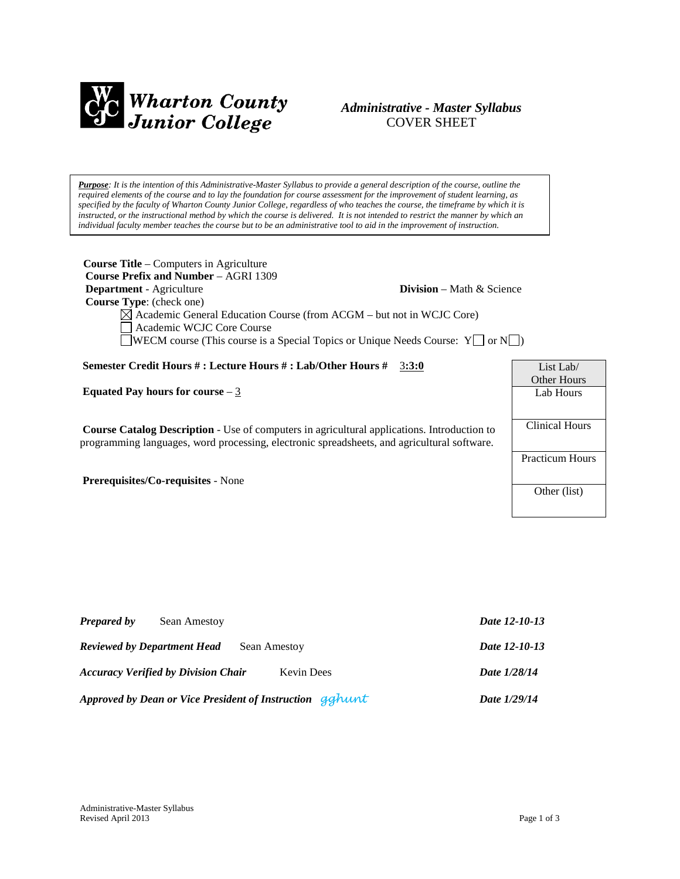# Wharton County Junior College

***Administrative - Master Syllabus***
COVER SHEET

***Purpose**: It is the intention of this Administrative-Master Syllabus to provide a general description of the course, outline the required elements of the course and to lay the foundation for course assessment for the improvement of student learning, as specified by the faculty of Wharton County Junior College, regardless of who teaches the course, the timeframe by which it is instructed, or the instructional method by which the course is delivered. It is not intended to restrict the manner by which an individual faculty member teaches the course but to be an administrative tool to aid in the improvement of instruction.*

**Course Title** – Computers in Agriculture
**Course Prefix and Number** – AGRI 1309
**Department** - Agriculture **Division** – Math & Science
**Course Type**: (check one)

- ☒ Academic General Education Course (from ACGM – but not in WCJC Core)
- ☐ Academic WCJC Core Course
- ☐ WECM course (This course is a Special Topics or Unique Needs Course: Y☐ or N☐)

**Semester Credit Hours # : Lecture Hours # : Lab/Other Hours #** 3**:3:0**

**Equated Pay hours for course** – 3

**Course Catalog Description** - Use of computers in agricultural applications. Introduction to programming languages, word processing, electronic spreadsheets, and agricultural software.

**Prerequisites/Co-requisites** - None

| List Lab/ Other Hours |
|---|
| Lab Hours |
| Clinical Hours |
| Practicum Hours |
| Other (list) |

***Prepared by*** Sean Amestoy ***Date 12-10-13***

***Reviewed by Department Head*** Sean Amestoy ***Date 12-10-13***

***Accuracy Verified by Division Chair*** Kevin Dees ***Date 1/28/14***

***Approved by Dean or Vice President of Instruction*** gghunt ***Date 1/29/14***

Administrative-Master Syllabus
Revised April 2013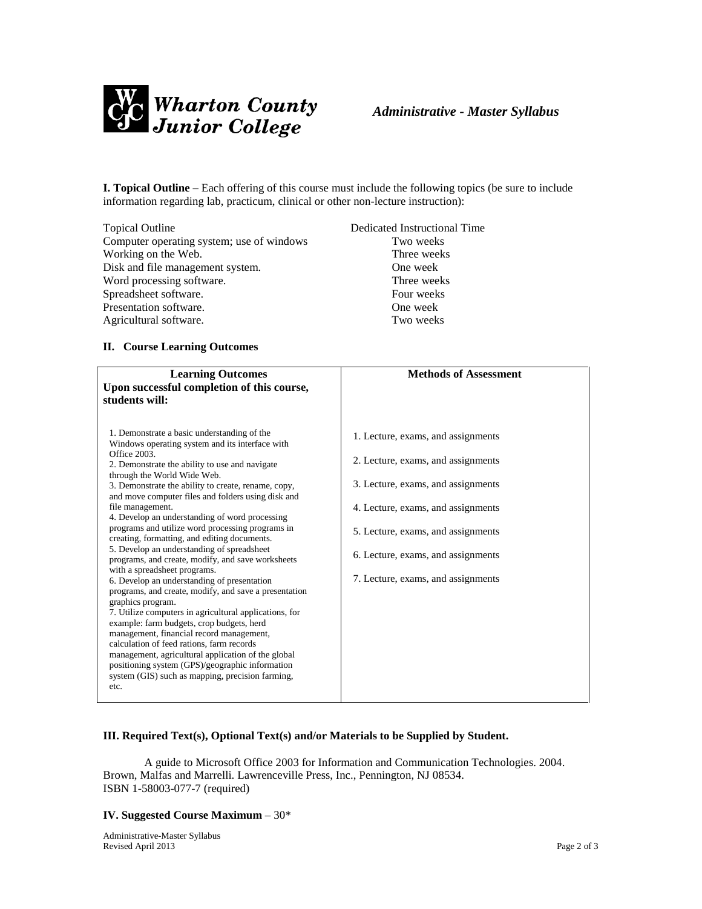**I. Topical Outline** – Each offering of this course must include the following topics (be sure to include information regarding lab, practicum, clinical or other non-lecture instruction):

| Topical Outline | Dedicated Instructional Time |
| --- | --- |
| Computer operating system; use of windows | Two weeks |
| Working on the Web. | Three weeks |
| Disk and file management system. | One week |
| Word processing software. | Three weeks |
| Spreadsheet software. | Four weeks |
| Presentation software. | One week |
| Agricultural software. | Two weeks |

**II. Course Learning Outcomes**

| Learning Outcomes<br>Upon successful completion of this course, students will: | Methods of Assessment |
| --- | --- |
| 1. Demonstrate a basic understanding of the Windows operating system and its interface with Office 2003. | 1. Lecture, exams, and assignments |
| 2. Demonstrate the ability to use and navigate through the World Wide Web. | 2. Lecture, exams, and assignments |
| 3. Demonstrate the ability to create, rename, copy, and move computer files and folders using disk and file management. | 3. Lecture, exams, and assignments |
| 4. Develop an understanding of word processing programs and utilize word processing programs in creating, formatting, and editing documents. | 4. Lecture, exams, and assignments |
| 5. Develop an understanding of spreadsheet programs, and create, modify, and save worksheets with a spreadsheet programs. | 5. Lecture, exams, and assignments |
| 6. Develop an understanding of presentation programs, and create, modify, and save a presentation graphics program. | 6. Lecture, exams, and assignments |
| 7. Utilize computers in agricultural applications, for example: farm budgets, crop budgets, herd management, financial record management, calculation of feed rations, farm records management, agricultural application of the global positioning system (GPS)/geographic information system (GIS) such as mapping, precision farming, etc. | 7. Lecture, exams, and assignments |

**III. Required Text(s), Optional Text(s) and/or Materials to be Supplied by Student.**

A guide to Microsoft Office 2003 for Information and Communication Technologies. 2004. Brown, Malfas and Marrelli. Lawrenceville Press, Inc., Pennington, NJ 08534. ISBN 1-58003-077-7 (required)

**IV. Suggested Course Maximum** – 30*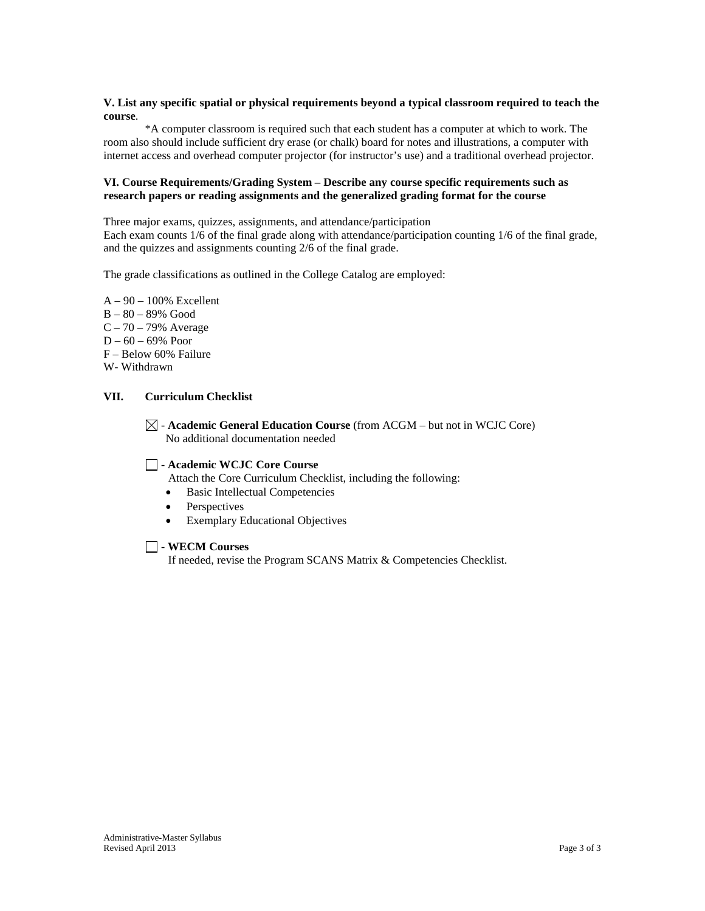**V. List any specific spatial or physical requirements beyond a typical classroom required to teach the course**.

*A computer classroom is required such that each student has a computer at which to work. The room also should include sufficient dry erase (or chalk) board for notes and illustrations, a computer with internet access and overhead computer projector (for instructor's use) and a traditional overhead projector.

**VI. Course Requirements/Grading System – Describe any course specific requirements such as research papers or reading assignments and the generalized grading format for the course**

Three major exams, quizzes, assignments, and attendance/participation
Each exam counts 1/6 of the final grade along with attendance/participation counting 1/6 of the final grade, and the quizzes and assignments counting 2/6 of the final grade.

The grade classifications as outlined in the College Catalog are employed:

A – 90 – 100% Excellent
B – 80 – 89% Good
C – 70 – 79% Average
D – 60 – 69% Poor
F – Below 60% Failure
W- Withdrawn

**VII. Curriculum Checklist**

☒ - **Academic General Education Course** (from ACGM – but not in WCJC Core)
No additional documentation needed

☐ - **Academic WCJC Core Course**
Attach the Core Curriculum Checklist, including the following:

- Basic Intellectual Competencies
- Perspectives
- Exemplary Educational Objectives

☐ - **WECM Courses**
If needed, revise the Program SCANS Matrix & Competencies Checklist.